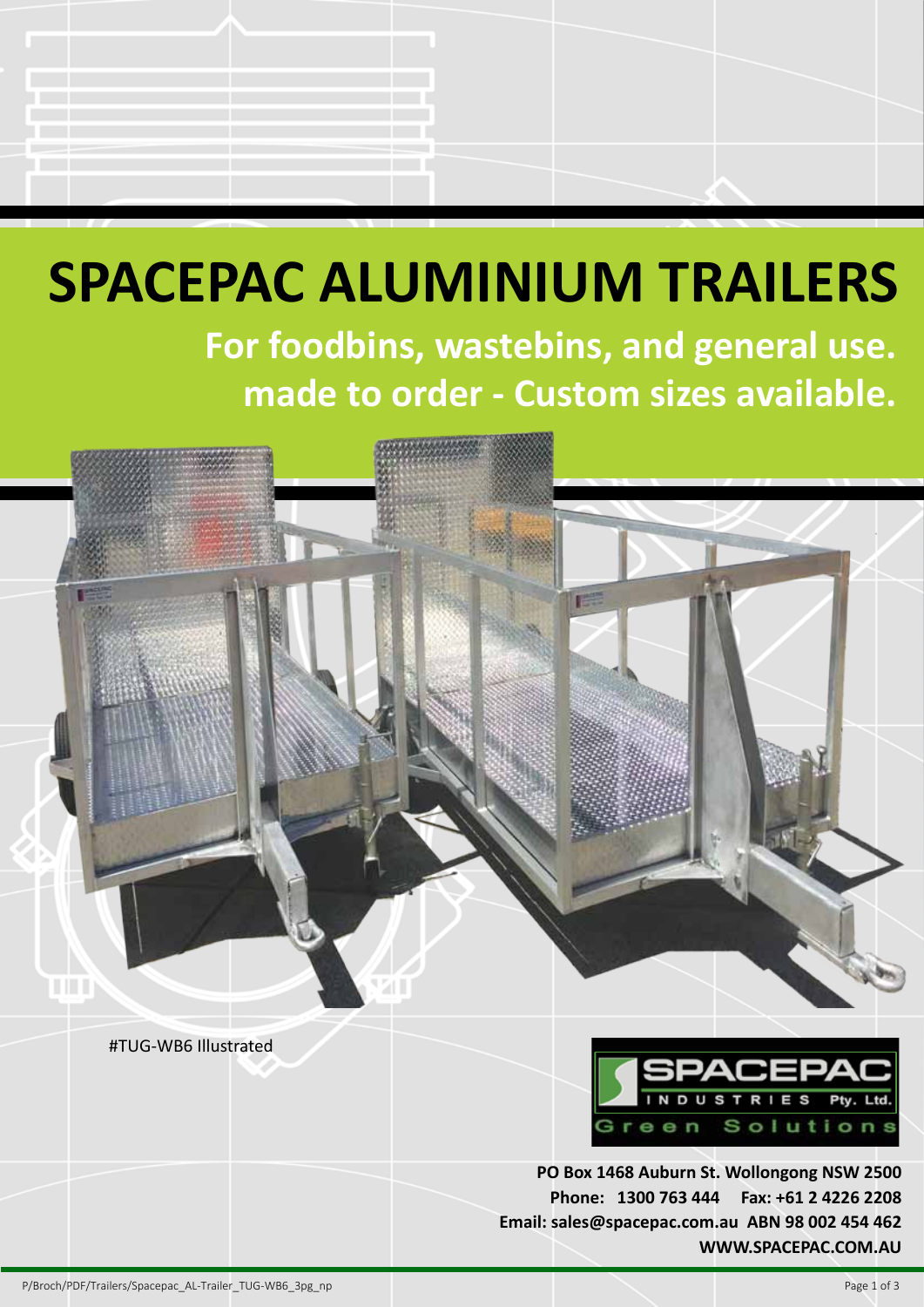# SPACEPAC ALUMINIUM TRAILERS

## For foodbins, wastebins, and general use.
## made to order - Custom sizes available.

#TUG-WB6 Illustrated

SPACEPAC INDUSTRIES Pty. Ltd.
Green Solutions

**PO Box 1468 Auburn St. Wollongong NSW 2500**
**Phone: 1300 763 444 Fax: +61 2 4226 2208**
**Email: sales@spacepac.com.au ABN 98 002 454 462**
**WWW.SPACEPAC.COM.AU**

P/Broch/PDF/Trailers/Spacepac_AL-Trailer_TUG-WB6_3pg_np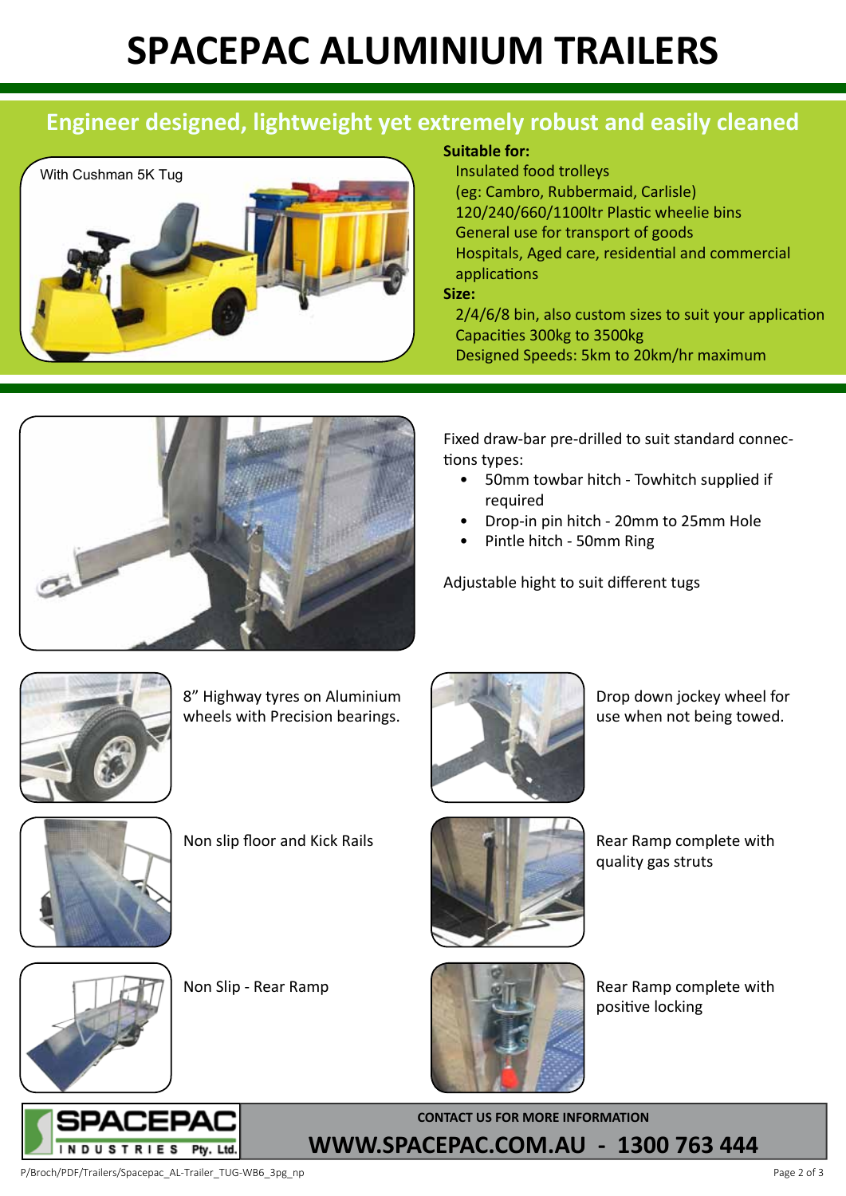# SPACEPAC ALUMINIUM TRAILERS

## Engineer designed, lightweight yet extremely robust and easily cleaned

With Cushman 5K Tug

**Suitable for:**

Insulated food trolleys
(eg: Cambro, Rubbermaid, Carlisle)
120/240/660/1100ltr Plastic wheelie bins
General use for transport of goods
Hospitals, Aged care, residential and commercial applications

**Size:**

2/4/6/8 bin, also custom sizes to suit your application
Capacities 300kg to 3500kg
Designed Speeds: 5km to 20km/hr maximum

Fixed draw-bar pre-drilled to suit standard connections types:

- 50mm towbar hitch - Towhitch supplied if required
- Drop-in pin hitch - 20mm to 25mm Hole
- Pintle hitch - 50mm Ring

Adjustable hight to suit different tugs

8" Highway tyres on Aluminium wheels with Precision bearings.

Drop down jockey wheel for use when not being towed.

Non slip floor and Kick Rails

Rear Ramp complete with quality gas struts

Non Slip - Rear Ramp

Rear Ramp complete with positive locking

SPACEPAC INDUSTRIES Pty. Ltd.

**CONTACT US FOR MORE INFORMATION**

**WWW.SPACEPAC.COM.AU - 1300 763 444**

P/Broch/PDF/Trailers/Spacepac_AL-Trailer_TUG-WB6_3pg_np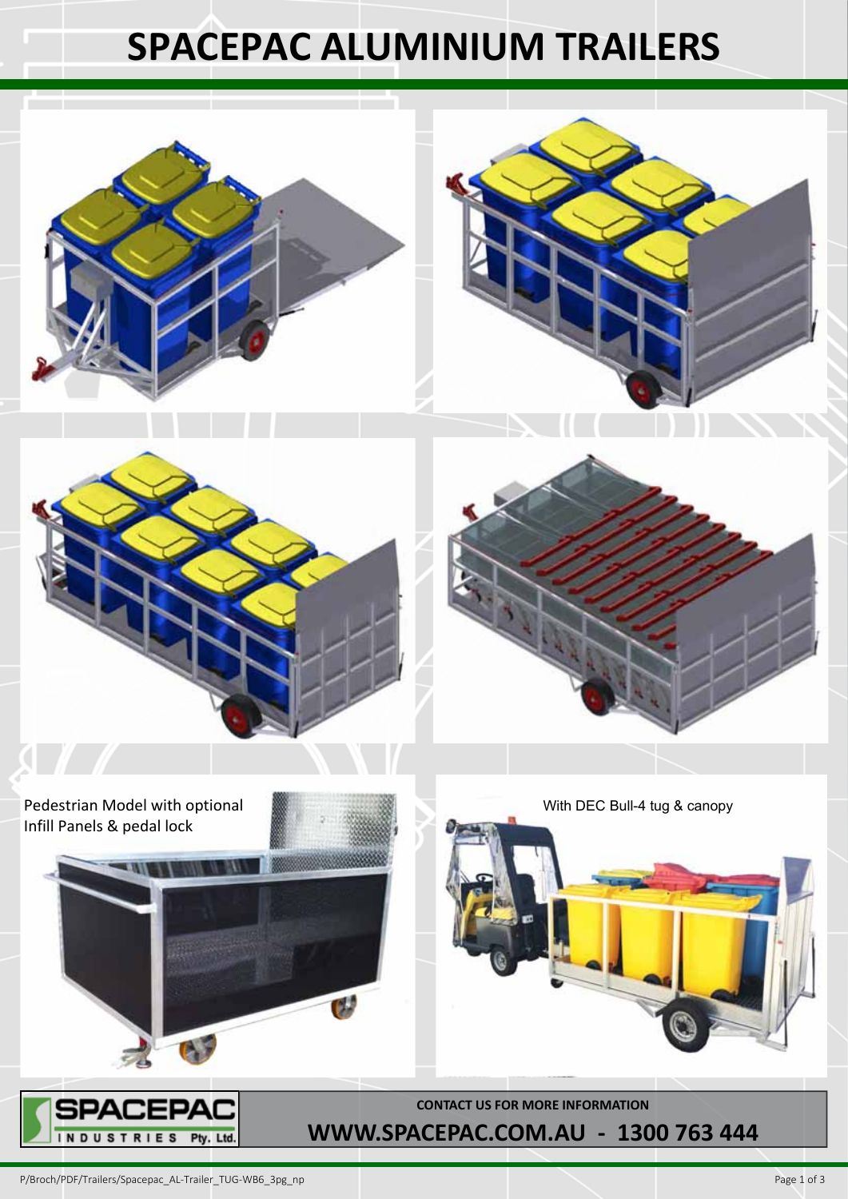# SPACEPAC ALUMINIUM TRAILERS

Pedestrian Model with optional Infill Panels & pedal lock

With DEC Bull-4 tug & canopy

SPACEPAC INDUSTRIES Pty. Ltd.

**CONTACT US FOR MORE INFORMATION**

**WWW.SPACEPAC.COM.AU - 1300 763 444**

P/Broch/PDF/Trailers/Spacepac_AL-Trailer_TUG-WB6_3pg_np